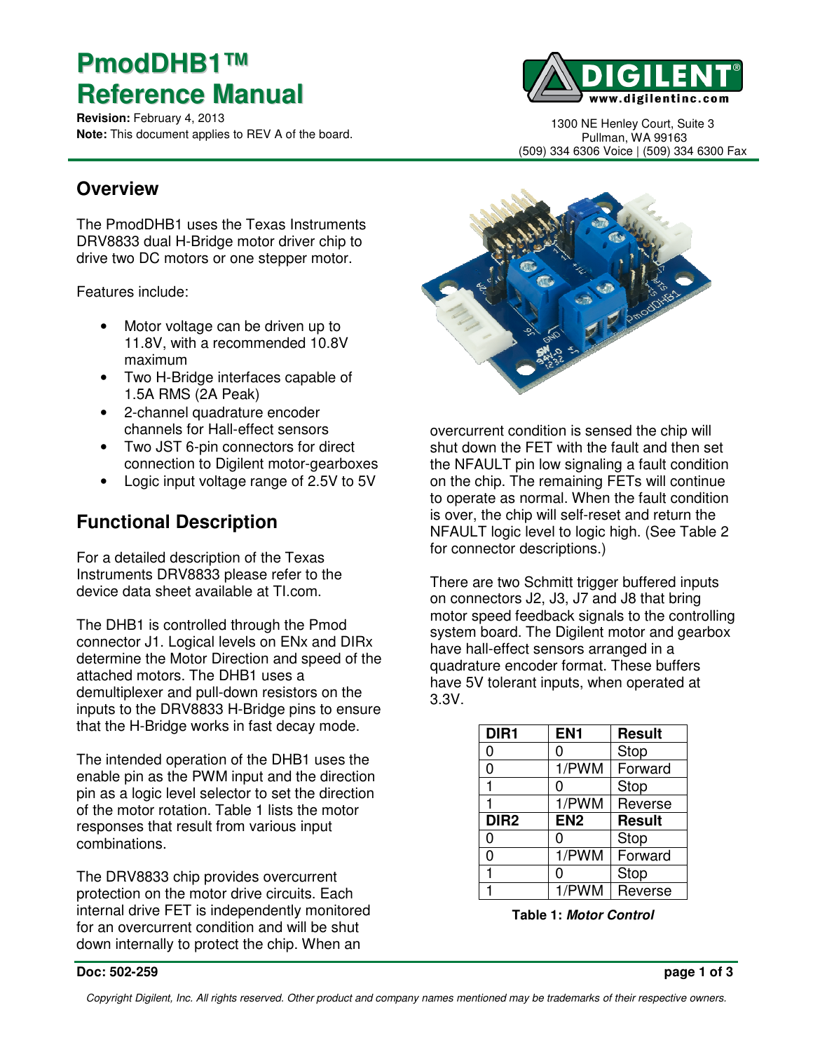# PmodDHB1™ Reference Manual

**Revision:** February 4, 2013
**Note:** This document applies to REV A of the board.

1300 NE Henley Court, Suite 3
Pullman, WA 99163
(509) 334 6306 Voice | (509) 334 6300 Fax

## Overview

The PmodDHB1 uses the Texas Instruments DRV8833 dual H-Bridge motor driver chip to drive two DC motors or one stepper motor.

Features include:

- Motor voltage can be driven up to 11.8V, with a recommended 10.8V maximum
- Two H-Bridge interfaces capable of 1.5A RMS (2A Peak)
- 2-channel quadrature encoder channels for Hall-effect sensors
- Two JST 6-pin connectors for direct connection to Digilent motor-gearboxes
- Logic input voltage range of 2.5V to 5V

## Functional Description

For a detailed description of the Texas Instruments DRV8833 please refer to the device data sheet available at TI.com.

The DHB1 is controlled through the Pmod connector J1. Logical levels on ENx and DIRx determine the Motor Direction and speed of the attached motors. The DHB1 uses a demultiplexer and pull-down resistors on the inputs to the DRV8833 H-Bridge pins to ensure that the H-Bridge works in fast decay mode.

The intended operation of the DHB1 uses the enable pin as the PWM input and the direction pin as a logic level selector to set the direction of the motor rotation. Table 1 lists the motor responses that result from various input combinations.

The DRV8833 chip provides overcurrent protection on the motor drive circuits. Each internal drive FET is independently monitored for an overcurrent condition and will be shut down internally to protect the chip. When an overcurrent condition is sensed the chip will shut down the FET with the fault and then set the NFAULT pin low signaling a fault condition on the chip. The remaining FETs will continue to operate as normal. When the fault condition is over, the chip will self-reset and return the NFAULT logic level to logic high. (See Table 2 for connector descriptions.)

There are two Schmitt trigger buffered inputs on connectors J2, J3, J7 and J8 that bring motor speed feedback signals to the controlling system board. The Digilent motor and gearbox have hall-effect sensors arranged in a quadrature encoder format. These buffers have 5V tolerant inputs, when operated at 3.3V.

| DIR1 | EN1 | Result |
|---|---|---|
| 0 | 0 | Stop |
| 0 | 1/PWM | Forward |
| 1 | 0 | Stop |
| 1 | 1/PWM | Reverse |
| **DIR2** | **EN2** | **Result** |
| 0 | 0 | Stop |
| 0 | 1/PWM | Forward |
| 1 | 0 | Stop |
| 1 | 1/PWM | Reverse |

**Table 1:** ***Motor Control***

**Doc: 502-259**

*Copyright Digilent, Inc. All rights reserved. Other product and company names mentioned may be trademarks of their respective owners.*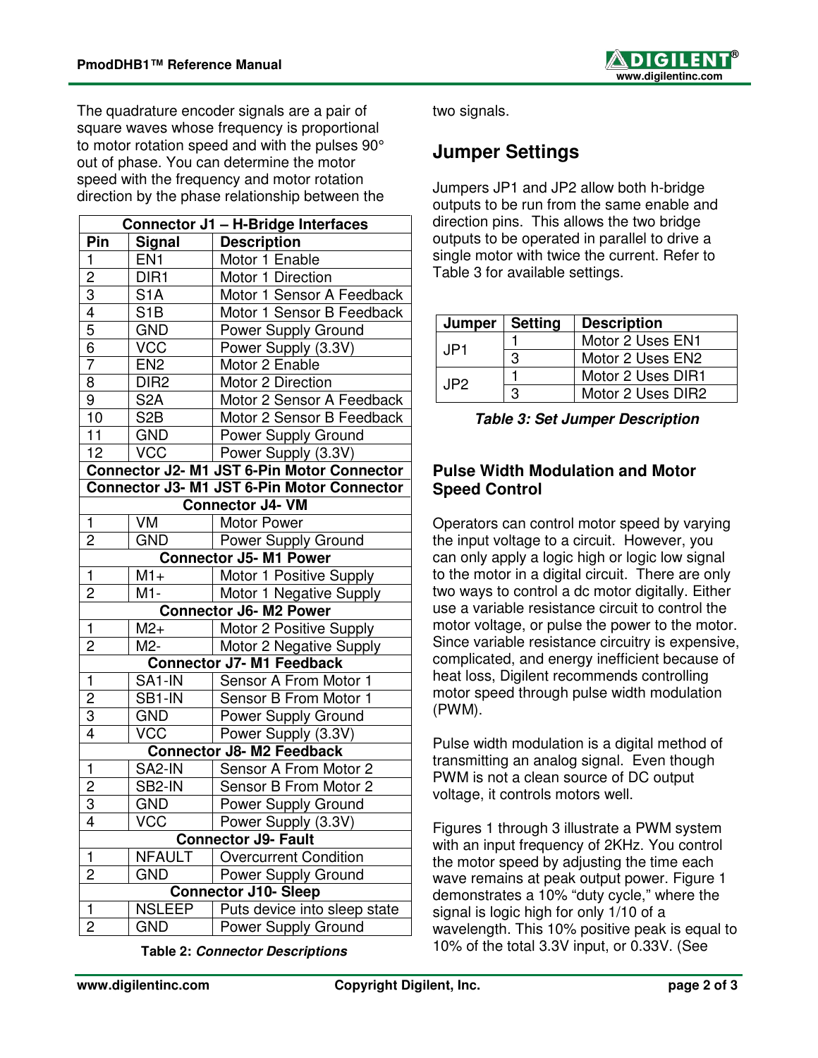The quadrature encoder signals are a pair of square waves whose frequency is proportional to motor rotation speed and with the pulses 90° out of phase. You can determine the motor speed with the frequency and motor rotation direction by the phase relationship between the two signals.

| Pin | Signal | Description |
|---|---|---|
| **Connector J1 – H-Bridge Interfaces** | | |
| **Pin** | **Signal** | **Description** |
| 1 | EN1 | Motor 1 Enable |
| 2 | DIR1 | Motor 1 Direction |
| 3 | S1A | Motor 1 Sensor A Feedback |
| 4 | S1B | Motor 1 Sensor B Feedback |
| 5 | GND | Power Supply Ground |
| 6 | VCC | Power Supply (3.3V) |
| 7 | EN2 | Motor 2 Enable |
| 8 | DIR2 | Motor 2 Direction |
| 9 | S2A | Motor 2 Sensor A Feedback |
| 10 | S2B | Motor 2 Sensor B Feedback |
| 11 | GND | Power Supply Ground |
| 12 | VCC | Power Supply (3.3V) |
| **Connector J2- M1 JST 6-Pin Motor Connector** | | |
| **Connector J3- M1 JST 6-Pin Motor Connector** | | |
| **Connector J4- VM** | | |
| 1 | VM | Motor Power |
| 2 | GND | Power Supply Ground |
| **Connector J5- M1 Power** | | |
| 1 | M1+ | Motor 1 Positive Supply |
| 2 | M1- | Motor 1 Negative Supply |
| **Connector J6- M2 Power** | | |
| 1 | M2+ | Motor 2 Positive Supply |
| 2 | M2- | Motor 2 Negative Supply |
| **Connector J7- M1 Feedback** | | |
| 1 | SA1-IN | Sensor A From Motor 1 |
| 2 | SB1-IN | Sensor B From Motor 1 |
| 3 | GND | Power Supply Ground |
| 4 | VCC | Power Supply (3.3V) |
| **Connector J8- M2 Feedback** | | |
| 1 | SA2-IN | Sensor A From Motor 2 |
| 2 | SB2-IN | Sensor B From Motor 2 |
| 3 | GND | Power Supply Ground |
| 4 | VCC | Power Supply (3.3V) |
| **Connector J9- Fault** | | |
| 1 | NFAULT | Overcurrent Condition |
| 2 | GND | Power Supply Ground |
| **Connector J10- Sleep** | | |
| 1 | NSLEEP | Puts device into sleep state |
| 2 | GND | Power Supply Ground |

**Table 2:** ***Connector Descriptions***

## Jumper Settings

Jumpers JP1 and JP2 allow both h-bridge outputs to be run from the same enable and direction pins. This allows the two bridge outputs to be operated in parallel to drive a single motor with twice the current. Refer to Table 3 for available settings.

| Jumper | Setting | Description |
|---|---|---|
| JP1 | 1 | Motor 2 Uses EN1 |
| | 3 | Motor 2 Uses EN2 |
| JP2 | 1 | Motor 2 Uses DIR1 |
| | 3 | Motor 2 Uses DIR2 |

***Table 3: Set Jumper Description***

### Pulse Width Modulation and Motor Speed Control

Operators can control motor speed by varying the input voltage to a circuit. However, you can only apply a logic high or logic low signal to the motor in a digital circuit. There are only two ways to control a dc motor digitally. Either use a variable resistance circuit to control the motor voltage, or pulse the power to the motor. Since variable resistance circuitry is expensive, complicated, and energy inefficient because of heat loss, Digilent recommends controlling motor speed through pulse width modulation (PWM).

Pulse width modulation is a digital method of transmitting an analog signal. Even though PWM is not a clean source of DC output voltage, it controls motors well.

Figures 1 through 3 illustrate a PWM system with an input frequency of 2KHz. You control the motor speed by adjusting the time each wave remains at peak output power. Figure 1 demonstrates a 10% "duty cycle," where the signal is logic high for only 1/10 of a wavelength. This 10% positive peak is equal to 10% of the total 3.3V input, or 0.33V. (See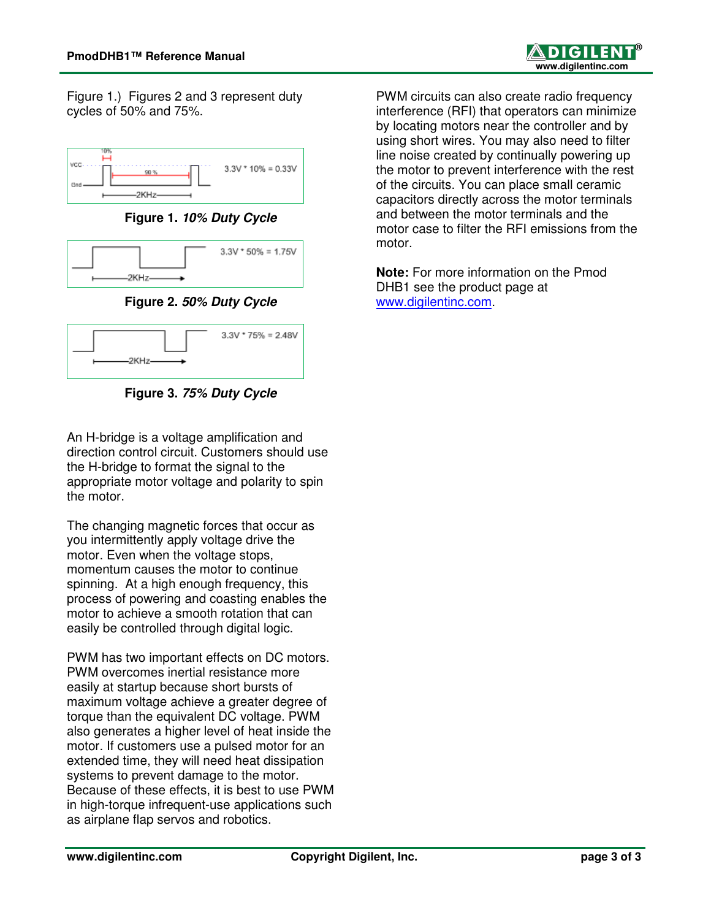Figure 1.) Figures 2 and 3 represent duty cycles of 50% and 75%.

10%

VCC

90 %

Gnd

2KHz

3.3V * 10% = 0.33V

**Figure 1. *10% Duty Cycle***

2KHz

3.3V * 50% = 1.75V

**Figure 2. *50% Duty Cycle***

2KHz

3.3V * 75% = 2.48V

**Figure 3. *75% Duty Cycle***

An H-bridge is a voltage amplification and direction control circuit. Customers should use the H-bridge to format the signal to the appropriate motor voltage and polarity to spin the motor.

The changing magnetic forces that occur as you intermittently apply voltage drive the motor. Even when the voltage stops, momentum causes the motor to continue spinning. At a high enough frequency, this process of powering and coasting enables the motor to achieve a smooth rotation that can easily be controlled through digital logic.

PWM has two important effects on DC motors. PWM overcomes inertial resistance more easily at startup because short bursts of maximum voltage achieve a greater degree of torque than the equivalent DC voltage. PWM also generates a higher level of heat inside the motor. If customers use a pulsed motor for an extended time, they will need heat dissipation systems to prevent damage to the motor. Because of these effects, it is best to use PWM in high-torque infrequent-use applications such as airplane flap servos and robotics.

PWM circuits can also create radio frequency interference (RFI) that operators can minimize by locating motors near the controller and by using short wires. You may also need to filter line noise created by continually powering up the motor to prevent interference with the rest of the circuits. You can place small ceramic capacitors directly across the motor terminals and between the motor terminals and the motor case to filter the RFI emissions from the motor.

**Note:** For more information on the Pmod DHB1 see the product page at www.digilentinc.com.